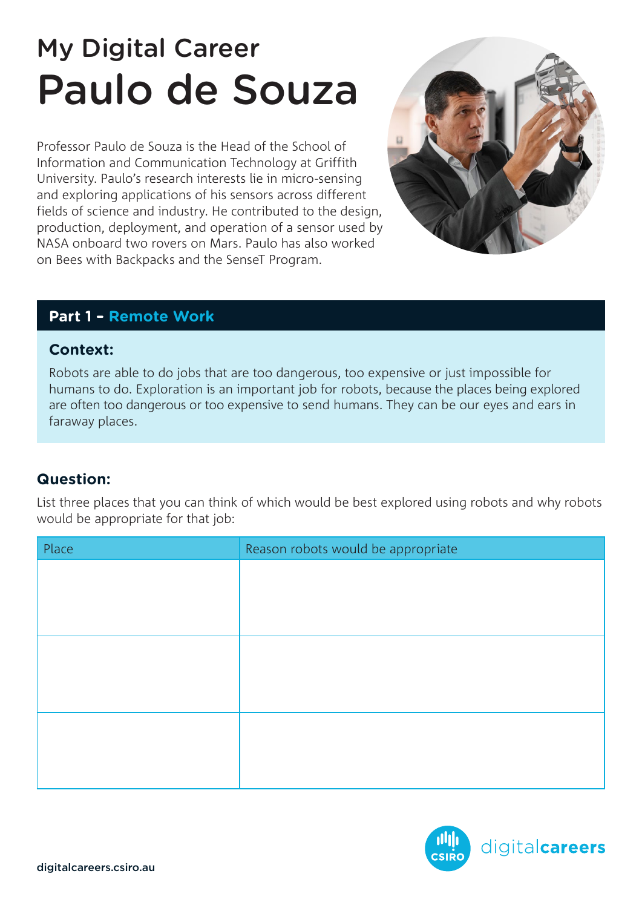# My Digital Career
# Paulo de Souza

Professor Paulo de Souza is the Head of the School of Information and Communication Technology at Griffith University. Paulo's research interests lie in micro-sensing and exploring applications of his sensors across different fields of science and industry. He contributed to the design, production, deployment, and operation of a sensor used by NASA onboard two rovers on Mars. Paulo has also worked on Bees with Backpacks and the SenseT Program.

## Part 1 – Remote Work

### Context:

Robots are able to do jobs that are too dangerous, too expensive or just impossible for humans to do. Exploration is an important job for robots, because the places being explored are often too dangerous or too expensive to send humans. They can be our eyes and ears in faraway places.

### Question:

List three places that you can think of which would be best explored using robots and why robots would be appropriate for that job:

| Place | Reason robots would be appropriate |
|---|---|
| | |
| | |
| | |

digitalcareers.csiro.au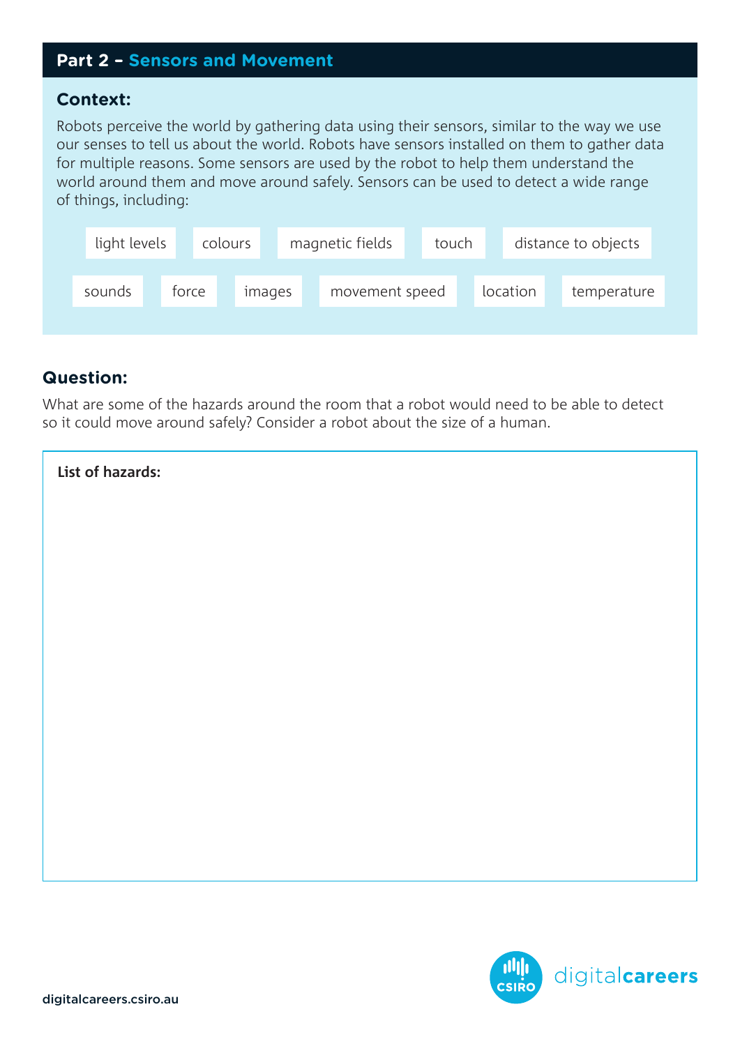## Part 2 – Sensors and Movement

### Context:

Robots perceive the world by gathering data using their sensors, similar to the way we use our senses to tell us about the world. Robots have sensors installed on them to gather data for multiple reasons. Some sensors are used by the robot to help them understand the world around them and move around safely. Sensors can be used to detect a wide range of things, including:

- light levels
- colours
- magnetic fields
- touch
- distance to objects
- sounds
- force
- images
- movement speed
- location
- temperature

### Question:

What are some of the hazards around the room that a robot would need to be able to detect so it could move around safely? Consider a robot about the size of a human.

**List of hazards:**

digitalcareers.csiro.au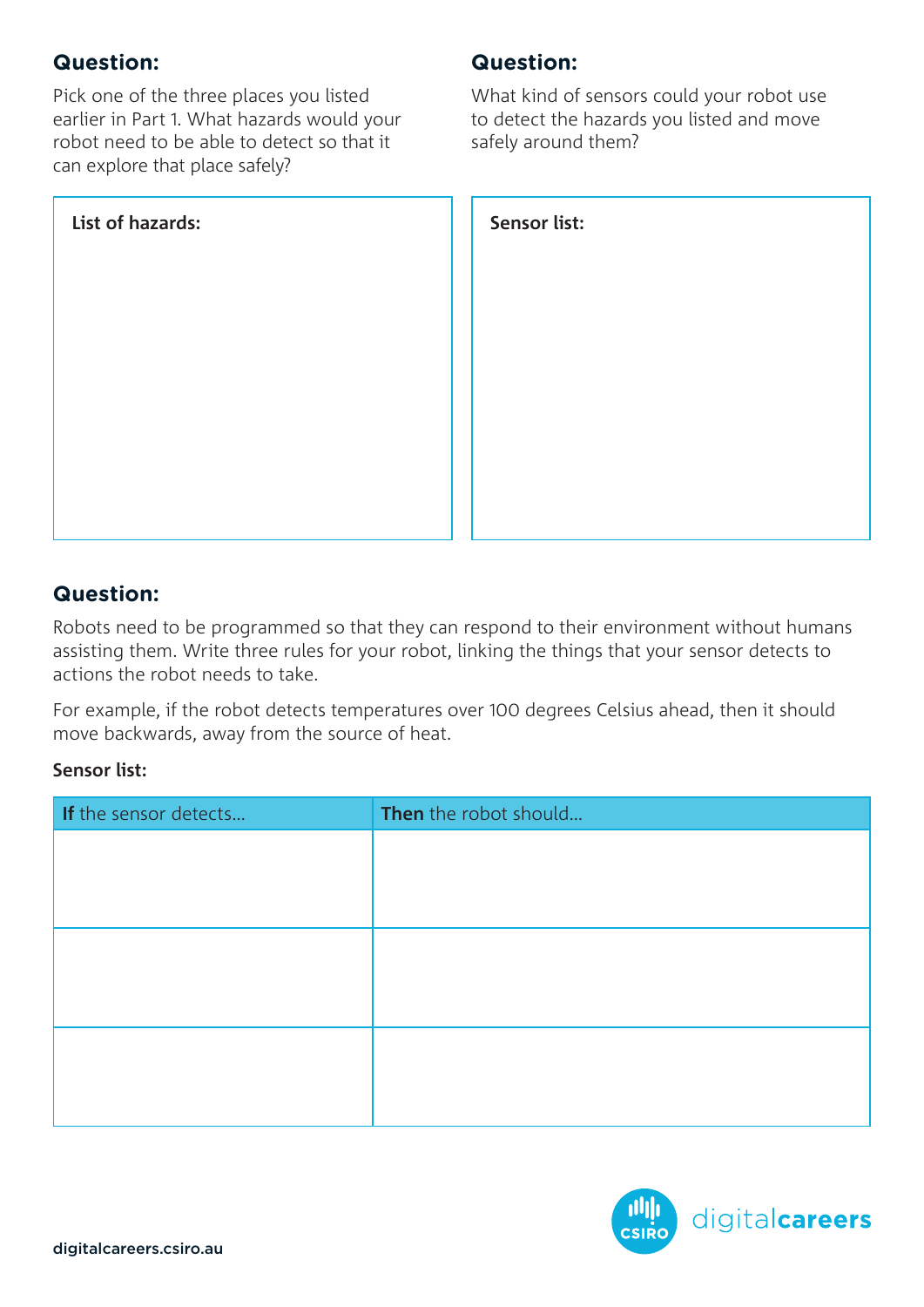### Question:

Pick one of the three places you listed earlier in Part 1. What hazards would your robot need to be able to detect so that it can explore that place safely?

**List of hazards:**

### Question:

What kind of sensors could your robot use to detect the hazards you listed and move safely around them?

**Sensor list:**

### Question:

Robots need to be programmed so that they can respond to their environment without humans assisting them. Write three rules for your robot, linking the things that your sensor detects to actions the robot needs to take.

For example, if the robot detects temperatures over 100 degrees Celsius ahead, then it should move backwards, away from the source of heat.

**Sensor list:**

| **If** the sensor detects... | **Then** the robot should... |
| --- | --- |
| | |
| | |
| | |

digitalcareers.csiro.au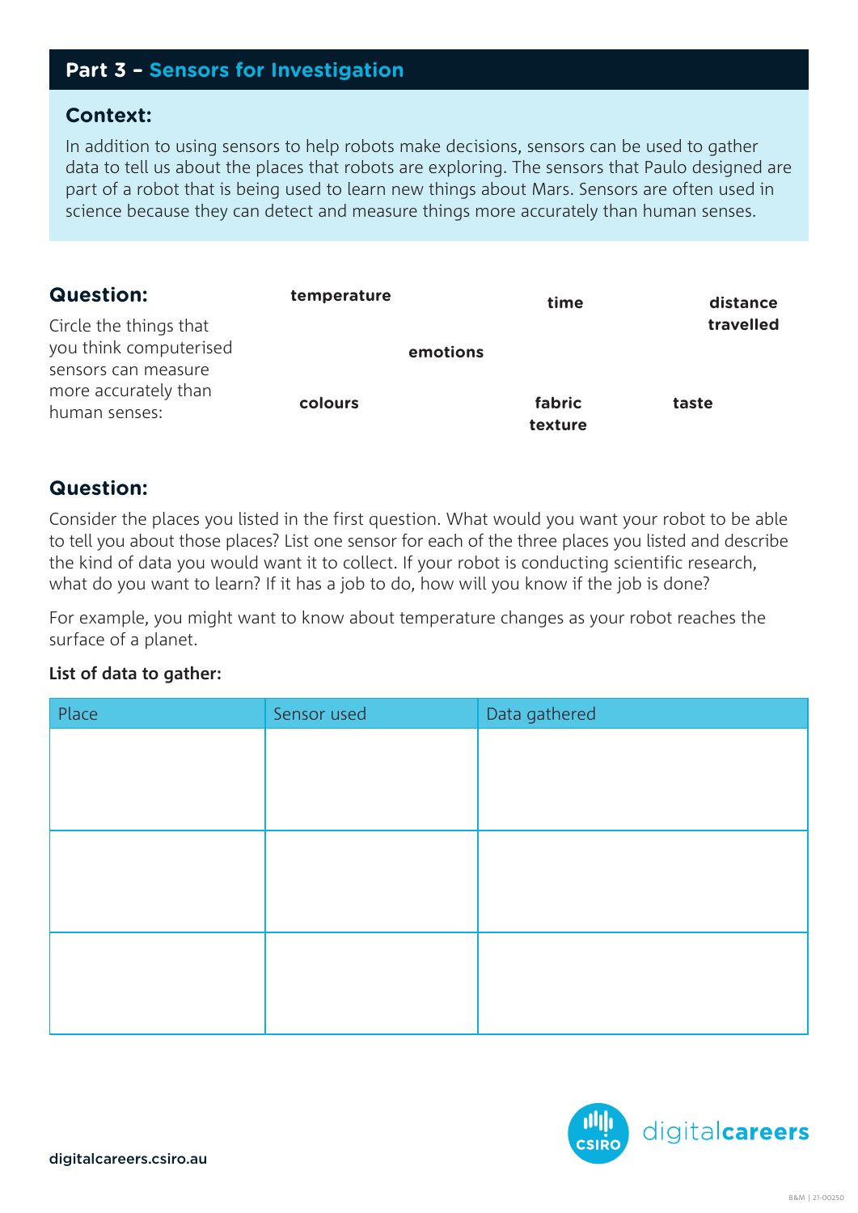## Part 3 – Sensors for Investigation

### Context:

In addition to using sensors to help robots make decisions, sensors can be used to gather data to tell us about the places that robots are exploring. The sensors that Paulo designed are part of a robot that is being used to learn new things about Mars. Sensors are often used in science because they can detect and measure things more accurately than human senses.

### Question:

Circle the things that you think computerised sensors can measure more accurately than human senses:

**temperature**

**time**

**distance travelled**

**emotions**

**colours**

**fabric texture**

**taste**

### Question:

Consider the places you listed in the first question. What would you want your robot to be able to tell you about those places? List one sensor for each of the three places you listed and describe the kind of data you would want it to collect. If your robot is conducting scientific research, what do you want to learn? If it has a job to do, how will you know if the job is done?

For example, you might want to know about temperature changes as your robot reaches the surface of a planet.

**List of data to gather:**

| Place | Sensor used | Data gathered |
|---|---|---|
| | | |
| | | |
| | | |

digitalcareers.csiro.au